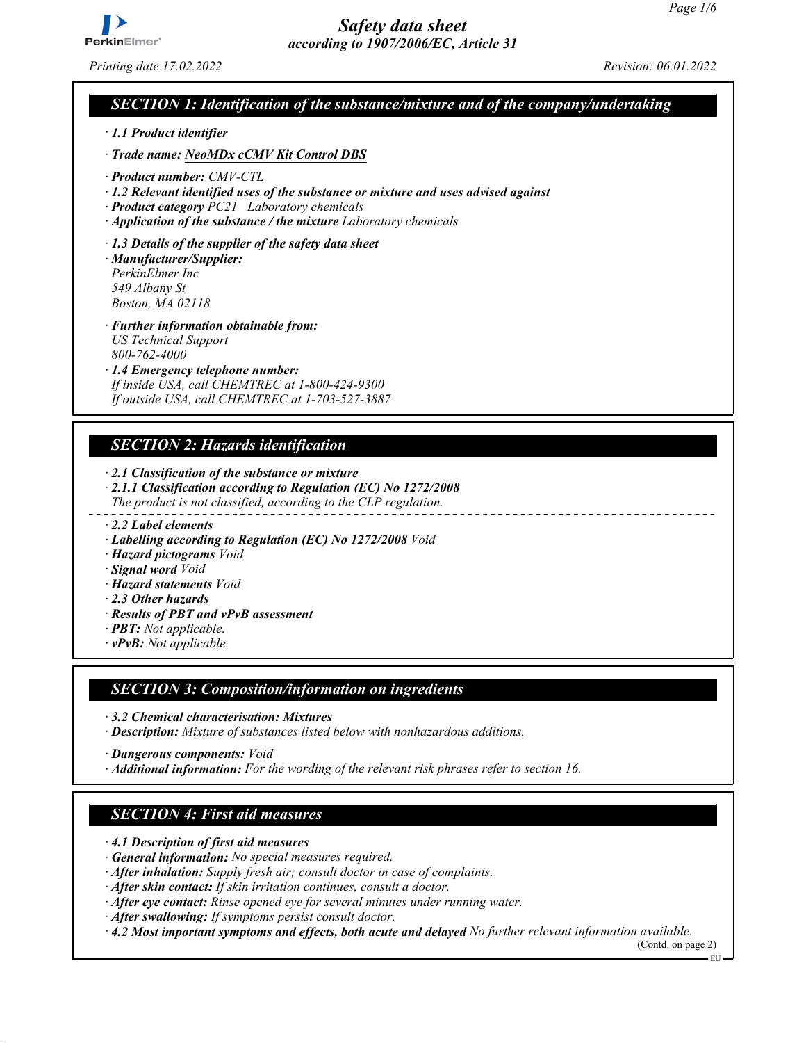# Safety data sheet
*according to 1907/2006/EC, Article 31*

*Printing date 17.02.2022* *Revision: 06.01.2022*

## SECTION 1: Identification of the substance/mixture and of the company/undertaking

· **1.1 Product identifier**

· **Trade name: NeoMDx cCMV Kit Control DBS**

· **Product number:** CMV-CTL
· **1.2 Relevant identified uses of the substance or mixture and uses advised against**
· **Product category** PC21 Laboratory chemicals
· **Application of the substance / the mixture** Laboratory chemicals

· **1.3 Details of the supplier of the safety data sheet**
· **Manufacturer/Supplier:**
PerkinElmer Inc
549 Albany St
Boston, MA 02118

· **Further information obtainable from:**
US Technical Support
800-762-4000
· **1.4 Emergency telephone number:**
If inside USA, call CHEMTREC at 1-800-424-9300
If outside USA, call CHEMTREC at 1-703-527-3887

## SECTION 2: Hazards identification

· **2.1 Classification of the substance or mixture**
· **2.1.1 Classification according to Regulation (EC) No 1272/2008**
The product is not classified, according to the CLP regulation.

· **2.2 Label elements**
· **Labelling according to Regulation (EC) No 1272/2008** Void
· **Hazard pictograms** Void
· **Signal word** Void
· **Hazard statements** Void
· **2.3 Other hazards**
· **Results of PBT and vPvB assessment**
· **PBT:** Not applicable.
· **vPvB:** Not applicable.

## SECTION 3: Composition/information on ingredients

· **3.2 Chemical characterisation: Mixtures**
· **Description:** Mixture of substances listed below with nonhazardous additions.

· **Dangerous components:** Void
· **Additional information:** For the wording of the relevant risk phrases refer to section 16.

## SECTION 4: First aid measures

· **4.1 Description of first aid measures**
· **General information:** No special measures required.
· **After inhalation:** Supply fresh air; consult doctor in case of complaints.
· **After skin contact:** If skin irritation continues, consult a doctor.
· **After eye contact:** Rinse opened eye for several minutes under running water.
· **After swallowing:** If symptoms persist consult doctor.
· **4.2 Most important symptoms and effects, both acute and delayed** No further relevant information available.

(Contd. on page 2)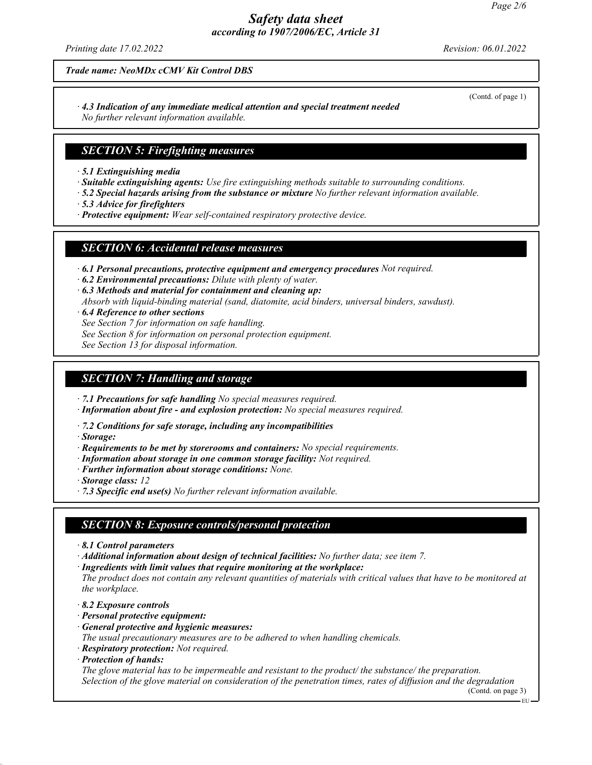(Contd. of page 1)

· *4.3 Indication of any immediate medical attention and special treatment needed*
*No further relevant information available.*

## *SECTION 5: Firefighting measures*

· ***5.1 Extinguishing media***
· ***Suitable extinguishing agents:*** *Use fire extinguishing methods suitable to surrounding conditions.*
· ***5.2 Special hazards arising from the substance or mixture*** *No further relevant information available.*
· ***5.3 Advice for firefighters***
· ***Protective equipment:*** *Wear self-contained respiratory protective device.*

## *SECTION 6: Accidental release measures*

· ***6.1 Personal precautions, protective equipment and emergency procedures*** *Not required.*
· ***6.2 Environmental precautions:*** *Dilute with plenty of water.*
· ***6.3 Methods and material for containment and cleaning up:***
*Absorb with liquid-binding material (sand, diatomite, acid binders, universal binders, sawdust).*
· ***6.4 Reference to other sections***
*See Section 7 for information on safe handling.*
*See Section 8 for information on personal protection equipment.*
*See Section 13 for disposal information.*

## *SECTION 7: Handling and storage*

· ***7.1 Precautions for safe handling*** *No special measures required.*
· ***Information about fire - and explosion protection:*** *No special measures required.*

· ***7.2 Conditions for safe storage, including any incompatibilities***
· ***Storage:***
· ***Requirements to be met by storerooms and containers:*** *No special requirements.*
· ***Information about storage in one common storage facility:*** *Not required.*
· ***Further information about storage conditions:*** *None.*
· ***Storage class:*** *12*
· ***7.3 Specific end use(s)*** *No further relevant information available.*

## *SECTION 8: Exposure controls/personal protection*

· ***8.1 Control parameters***
· ***Additional information about design of technical facilities:*** *No further data; see item 7.*
· ***Ingredients with limit values that require monitoring at the workplace:***
*The product does not contain any relevant quantities of materials with critical values that have to be monitored at the workplace.*

· ***8.2 Exposure controls***
· ***Personal protective equipment:***
· ***General protective and hygienic measures:***
*The usual precautionary measures are to be adhered to when handling chemicals.*
· ***Respiratory protection:*** *Not required.*
· ***Protection of hands:***
*The glove material has to be impermeable and resistant to the product/ the substance/ the preparation.*
*Selection of the glove material on consideration of the penetration times, rates of diffusion and the degradation*

(Contd. on page 3)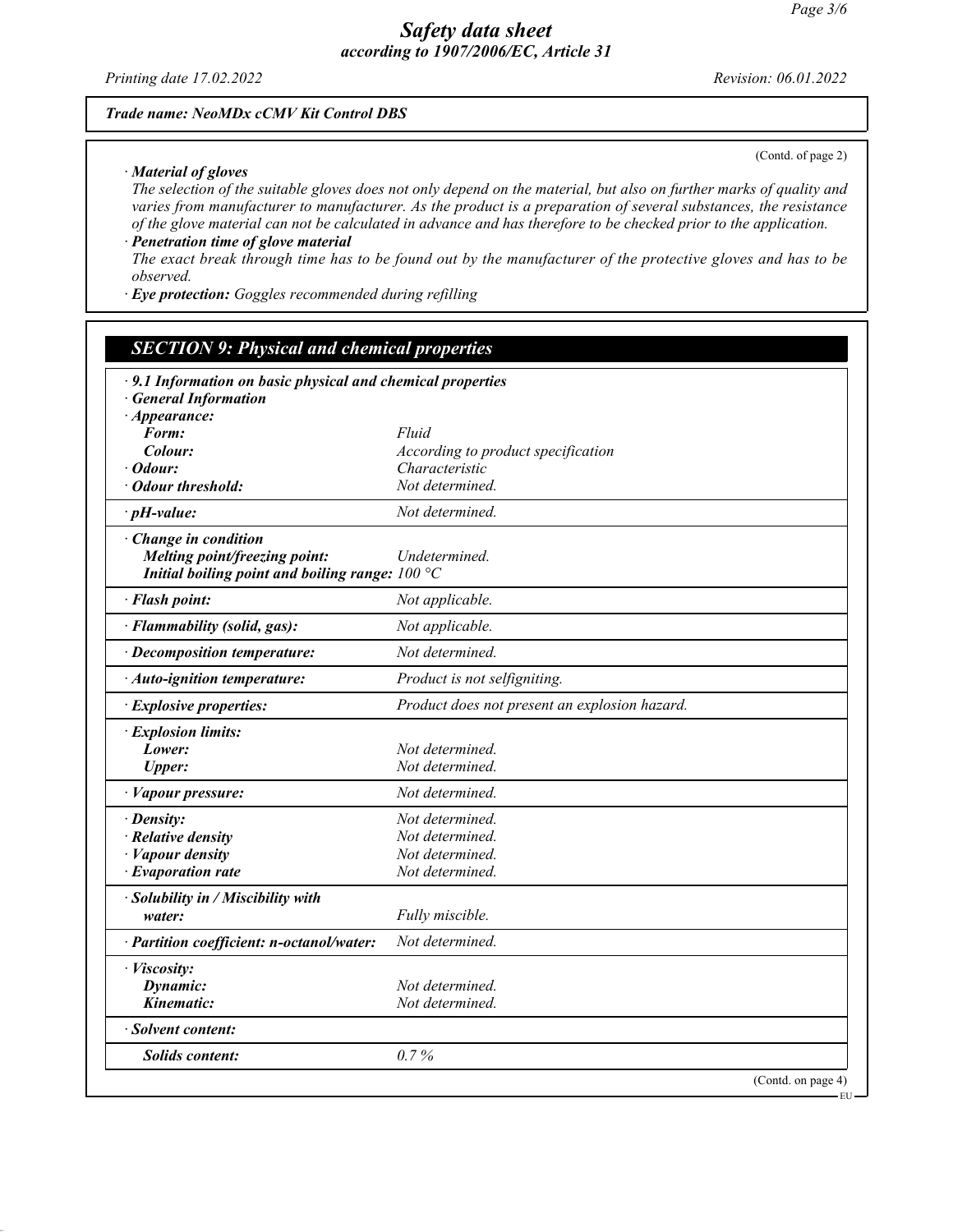*Trade name: NeoMDx cCMV Kit Control DBS*

(Contd. of page 2)

· ***Material of gloves***
*The selection of the suitable gloves does not only depend on the material, but also on further marks of quality and varies from manufacturer to manufacturer. As the product is a preparation of several substances, the resistance of the glove material can not be calculated in advance and has therefore to be checked prior to the application.*

· ***Penetration time of glove material***
*The exact break through time has to be found out by the manufacturer of the protective gloves and has to be observed.*

· ***Eye protection:*** *Goggles recommended during refilling*

## *SECTION 9: Physical and chemical properties*

· ***9.1 Information on basic physical and chemical properties***
· ***General Information***

| | |
|---|---|
| · ***Appearance:*** | |
| ***Form:*** | *Fluid* |
| ***Colour:*** | *According to product specification* |
| · ***Odour:*** | *Characteristic* |
| · ***Odour threshold:*** | *Not determined.* |
| · ***pH-value:*** | *Not determined.* |
| · ***Change in condition*** | |
| ***Melting point/freezing point:*** | *Undetermined.* |
| ***Initial boiling point and boiling range:*** | *100 °C* |
| · ***Flash point:*** | *Not applicable.* |
| · ***Flammability (solid, gas):*** | *Not applicable.* |
| · ***Decomposition temperature:*** | *Not determined.* |
| · ***Auto-ignition temperature:*** | *Product is not selfigniting.* |
| · ***Explosive properties:*** | *Product does not present an explosion hazard.* |
| · ***Explosion limits:*** | |
| ***Lower:*** | *Not determined.* |
| ***Upper:*** | *Not determined.* |
| · ***Vapour pressure:*** | *Not determined.* |
| · ***Density:*** | *Not determined.* |
| · ***Relative density*** | *Not determined.* |
| · ***Vapour density*** | *Not determined.* |
| · ***Evaporation rate*** | *Not determined.* |
| · ***Solubility in / Miscibility with water:*** | *Fully miscible.* |
| · ***Partition coefficient: n-octanol/water:*** | *Not determined.* |
| · ***Viscosity:*** | |
| ***Dynamic:*** | *Not determined.* |
| ***Kinematic:*** | *Not determined.* |
| · ***Solvent content:*** | |
| ***Solids content:*** | *0.7 %* |

(Contd. on page 4)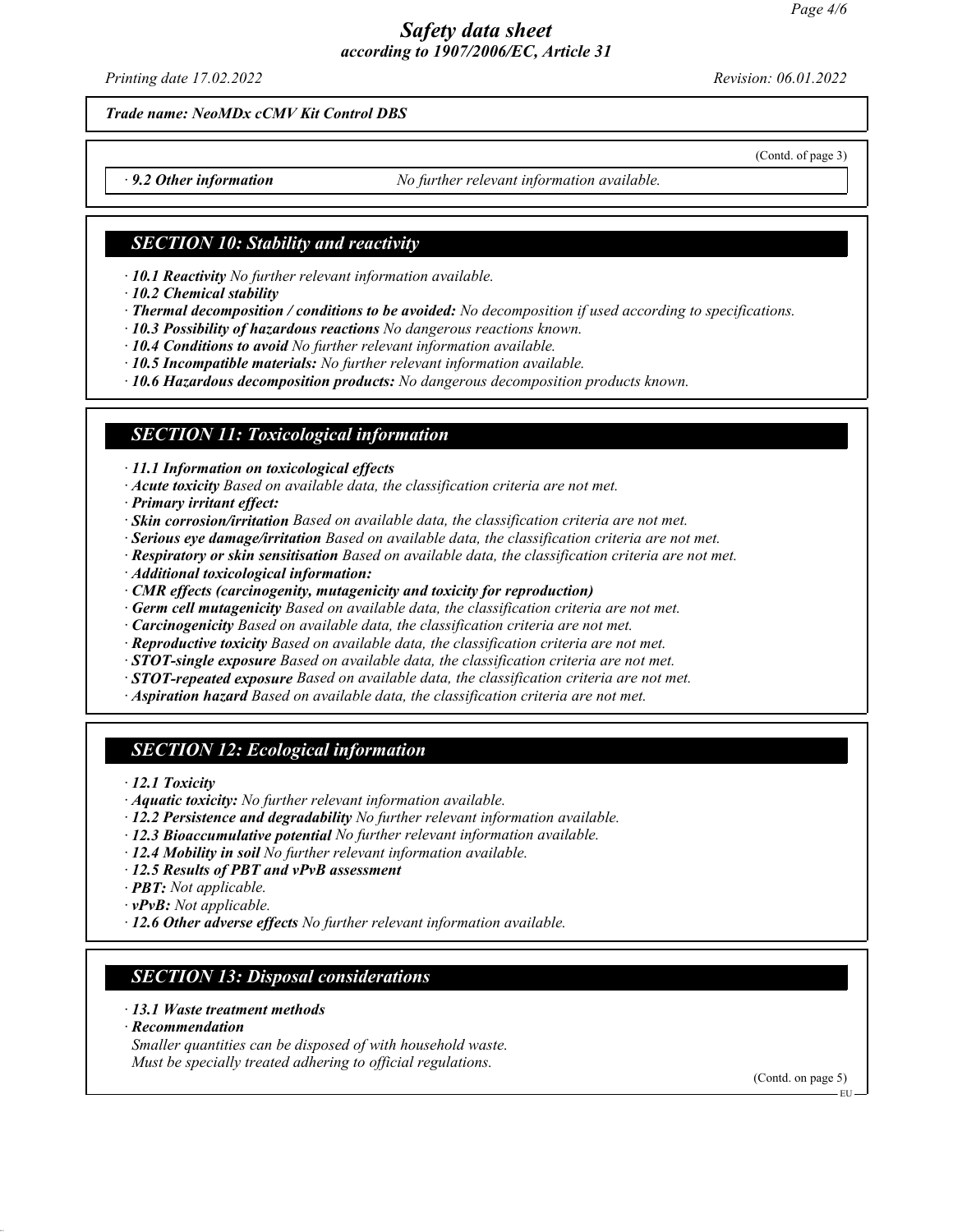**Trade name: NeoMDx cCMV Kit Control DBS**

(Contd. of page 3)

· **9.2 Other information** *No further relevant information available.*

## SECTION 10: Stability and reactivity

· **10.1 Reactivity** *No further relevant information available.*
· **10.2 Chemical stability**
· **Thermal decomposition / conditions to be avoided:** *No decomposition if used according to specifications.*
· **10.3 Possibility of hazardous reactions** *No dangerous reactions known.*
· **10.4 Conditions to avoid** *No further relevant information available.*
· **10.5 Incompatible materials:** *No further relevant information available.*
· **10.6 Hazardous decomposition products:** *No dangerous decomposition products known.*

## SECTION 11: Toxicological information

· **11.1 Information on toxicological effects**
· **Acute toxicity** *Based on available data, the classification criteria are not met.*
· **Primary irritant effect:**
· **Skin corrosion/irritation** *Based on available data, the classification criteria are not met.*
· **Serious eye damage/irritation** *Based on available data, the classification criteria are not met.*
· **Respiratory or skin sensitisation** *Based on available data, the classification criteria are not met.*
· **Additional toxicological information:**
· **CMR effects (carcinogenity, mutagenicity and toxicity for reproduction)**
· **Germ cell mutagenicity** *Based on available data, the classification criteria are not met.*
· **Carcinogenicity** *Based on available data, the classification criteria are not met.*
· **Reproductive toxicity** *Based on available data, the classification criteria are not met.*
· **STOT-single exposure** *Based on available data, the classification criteria are not met.*
· **STOT-repeated exposure** *Based on available data, the classification criteria are not met.*
· **Aspiration hazard** *Based on available data, the classification criteria are not met.*

## SECTION 12: Ecological information

· **12.1 Toxicity**
· **Aquatic toxicity:** *No further relevant information available.*
· **12.2 Persistence and degradability** *No further relevant information available.*
· **12.3 Bioaccumulative potential** *No further relevant information available.*
· **12.4 Mobility in soil** *No further relevant information available.*
· **12.5 Results of PBT and vPvB assessment**
· **PBT:** *Not applicable.*
· **vPvB:** *Not applicable.*
· **12.6 Other adverse effects** *No further relevant information available.*

## SECTION 13: Disposal considerations

· **13.1 Waste treatment methods**
· **Recommendation**
*Smaller quantities can be disposed of with household waste.*
*Must be specially treated adhering to official regulations.*

(Contd. on page 5)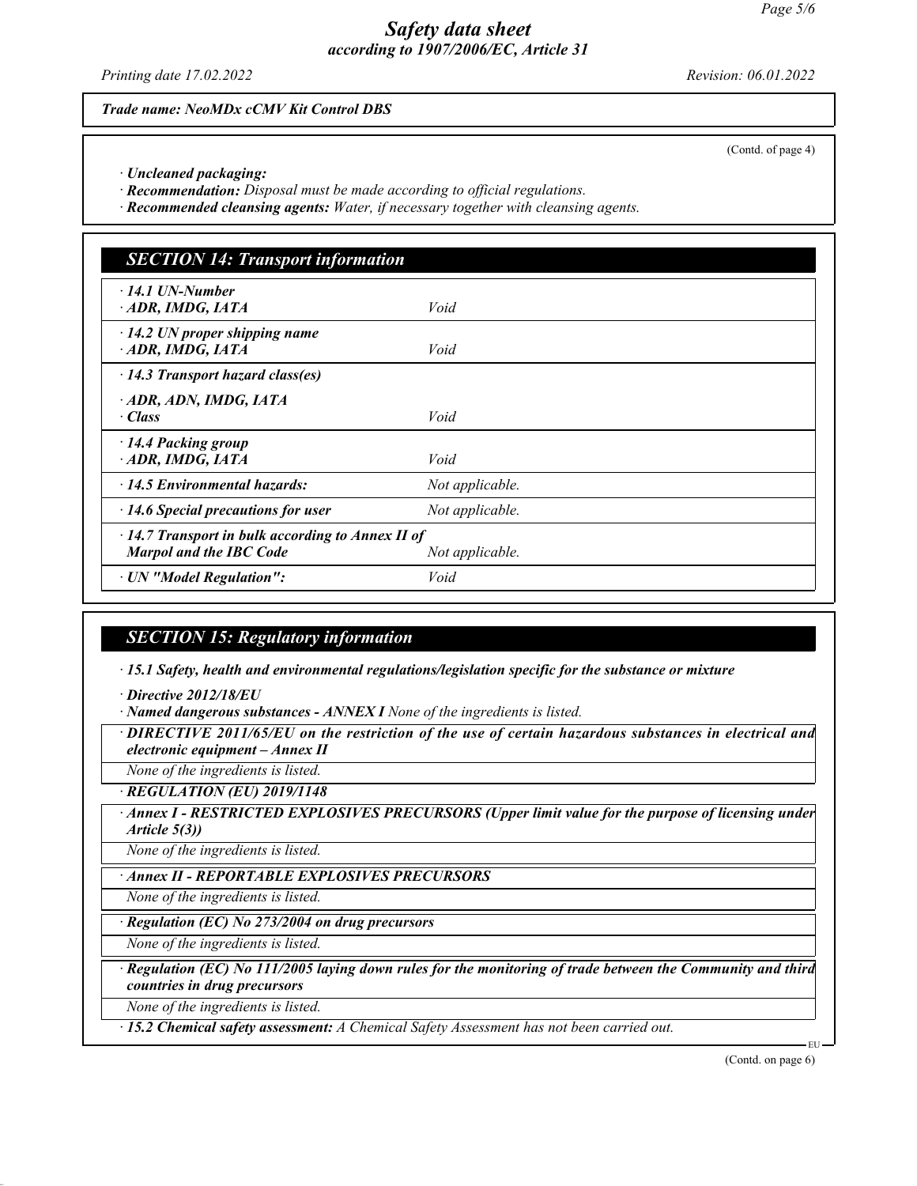*Trade name: NeoMDx cCMV Kit Control DBS*

(Contd. of page 4)

· **Uncleaned packaging:**
· **Recommendation:** *Disposal must be made according to official regulations.*
· **Recommended cleansing agents:** *Water, if necessary together with cleansing agents.*

## SECTION 14: Transport information

| | |
|---|---|
| · **14.1 UN-Number** · **ADR, IMDG, IATA** | *Void* |
| · **14.2 UN proper shipping name** · **ADR, IMDG, IATA** | *Void* |
| · **14.3 Transport hazard class(es)** · **ADR, ADN, IMDG, IATA** · **Class** | *Void* |
| · **14.4 Packing group** · **ADR, IMDG, IATA** | *Void* |
| · **14.5 Environmental hazards:** | *Not applicable.* |
| · **14.6 Special precautions for user** | *Not applicable.* |
| · **14.7 Transport in bulk according to Annex II of Marpol and the IBC Code** | *Not applicable.* |
| · **UN "Model Regulation":** | *Void* |

## SECTION 15: Regulatory information

· **15.1 Safety, health and environmental regulations/legislation specific for the substance or mixture**

· **Directive 2012/18/EU**
· **Named dangerous substances - ANNEX I** *None of the ingredients is listed.*

· **DIRECTIVE 2011/65/EU on the restriction of the use of certain hazardous substances in electrical and electronic equipment – Annex II**

*None of the ingredients is listed.*

· **REGULATION (EU) 2019/1148**

· **Annex I - RESTRICTED EXPLOSIVES PRECURSORS (Upper limit value for the purpose of licensing under Article 5(3))**

*None of the ingredients is listed.*

· **Annex II - REPORTABLE EXPLOSIVES PRECURSORS**

*None of the ingredients is listed.*

· **Regulation (EC) No 273/2004 on drug precursors**

*None of the ingredients is listed.*

· **Regulation (EC) No 111/2005 laying down rules for the monitoring of trade between the Community and third countries in drug precursors**

*None of the ingredients is listed.*

· **15.2 Chemical safety assessment:** *A Chemical Safety Assessment has not been carried out.*

(Contd. on page 6)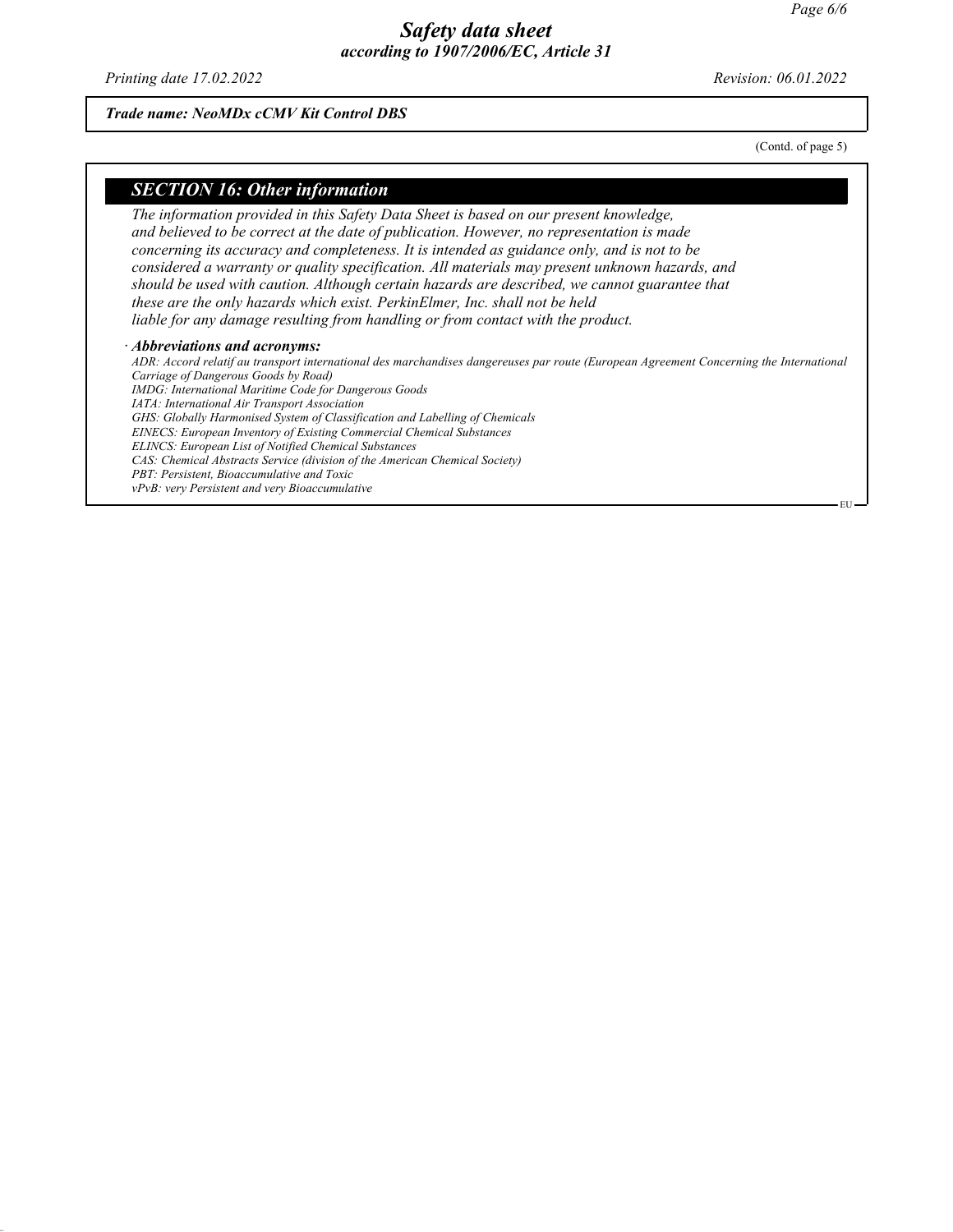*Trade name: NeoMDx cCMV Kit Control DBS*

(Contd. of page 5)

## SECTION 16: Other information

*The information provided in this Safety Data Sheet is based on our present knowledge, and believed to be correct at the date of publication. However, no representation is made concerning its accuracy and completeness. It is intended as guidance only, and is not to be considered a warranty or quality specification. All materials may present unknown hazards, and should be used with caution. Although certain hazards are described, we cannot guarantee that these are the only hazards which exist. PerkinElmer, Inc. shall not be held liable for any damage resulting from handling or from contact with the product.*

· ***Abbreviations and acronyms:***

*ADR: Accord relatif au transport international des marchandises dangereuses par route (European Agreement Concerning the International Carriage of Dangerous Goods by Road)*
*IMDG: International Maritime Code for Dangerous Goods*
*IATA: International Air Transport Association*
*GHS: Globally Harmonised System of Classification and Labelling of Chemicals*
*EINECS: European Inventory of Existing Commercial Chemical Substances*
*ELINCS: European List of Notified Chemical Substances*
*CAS: Chemical Abstracts Service (division of the American Chemical Society)*
*PBT: Persistent, Bioaccumulative and Toxic*
*vPvB: very Persistent and very Bioaccumulative*

EU